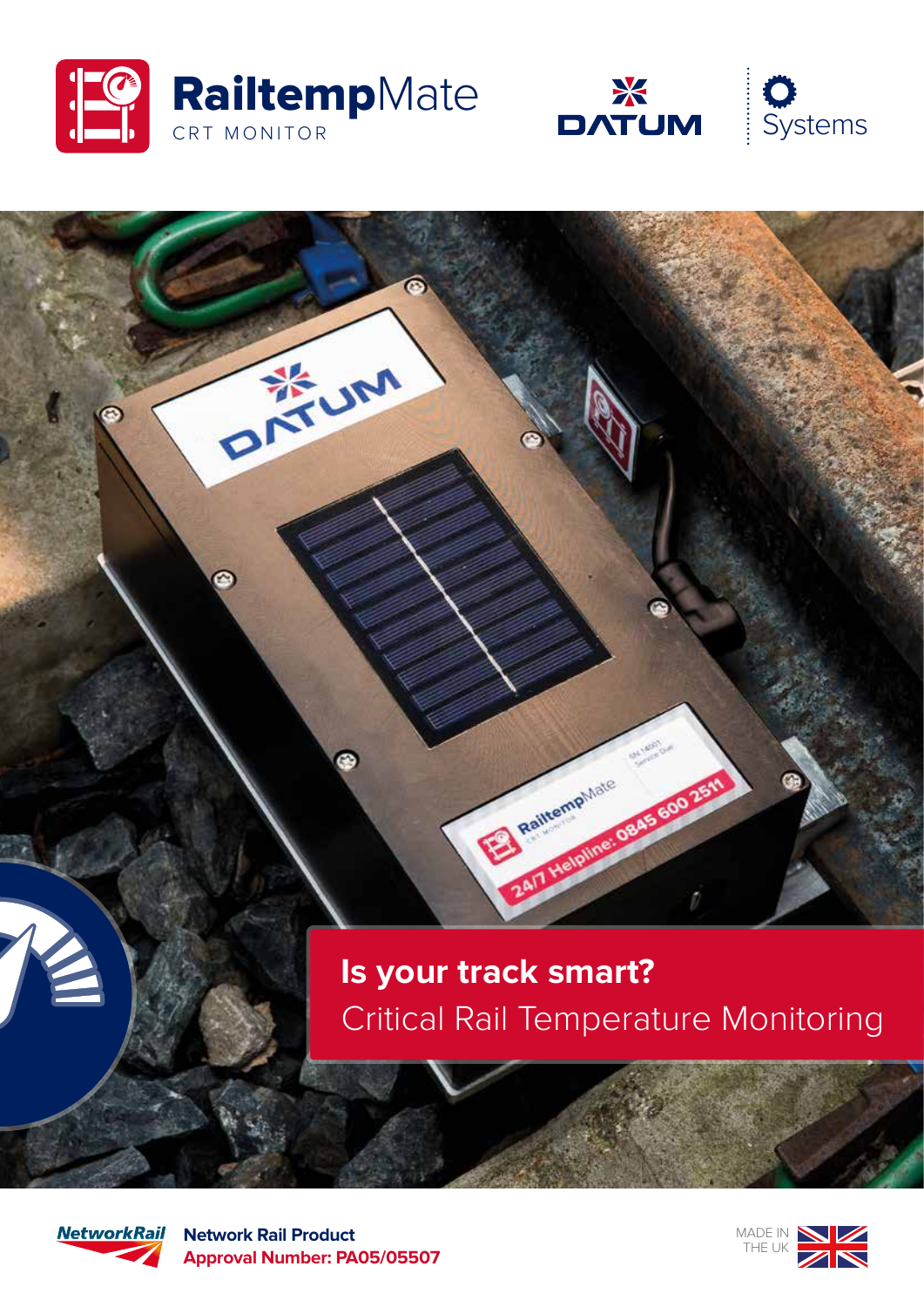# RailtempMate

CRT MONITOR

DATUM | Systems

## Is your track smart?

Critical Rail Temperature Monitoring

**Network Rail Product**

**Approval Number: PA05/05507**

MADE IN THE UK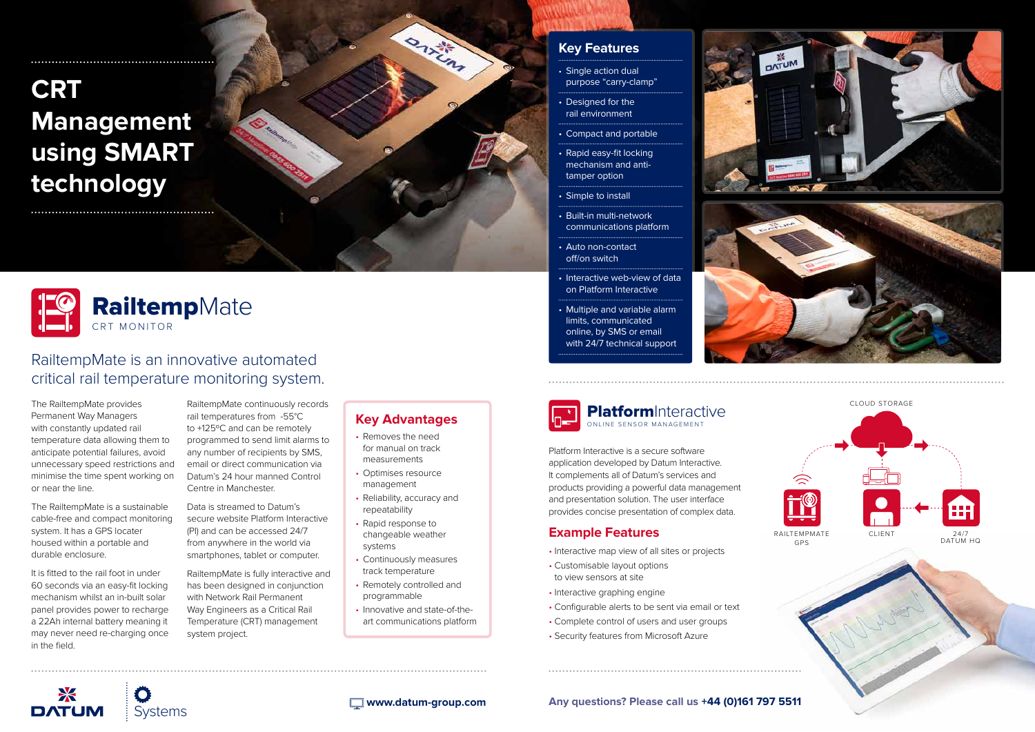# CRT Management using SMART technology

## Key Features

- Single action dual purpose "carry-clamp"
- Designed for the rail environment
- Compact and portable
- Rapid easy-fit locking mechanism and anti-tamper option
- Simple to install
- Built-in multi-network communications platform
- Auto non-contact off/on switch
- Interactive web-view of data on Platform Interactive
- Multiple and variable alarm limits, communicated online, by SMS or email with 24/7 technical support

## **Railtemp**Mate

CRT MONITOR

### RailtempMate is an innovative automated critical rail temperature monitoring system.

The RailtempMate provides Permanent Way Managers with constantly updated rail temperature data allowing them to anticipate potential failures, avoid unnecessary speed restrictions and minimise the time spent working on or near the line.

The RailtempMate is a sustainable cable-free and compact monitoring system. It has a GPS locater housed within a portable and durable enclosure.

It is fitted to the rail foot in under 60 seconds via an easy-fit locking mechanism whilst an in-built solar panel provides power to recharge a 22Ah internal battery meaning it may never need re-charging once in the field.

RailtempMate continuously records rail temperatures from -55°C to +125°C and can be remotely programmed to send limit alarms to any number of recipients by SMS, email or direct communication via Datum's 24 hour manned Control Centre in Manchester.

Data is streamed to Datum's secure website Platform Interactive (PI) and can be accessed 24/7 from anywhere in the world via smartphones, tablet or computer.

RailtempMate is fully interactive and has been designed in conjunction with Network Rail Permanent Way Engineers as a Critical Rail Temperature (CRT) management system project.

## Key Advantages

- Removes the need for manual on track measurements
- Optimises resource management
- Reliability, accuracy and repeatability
- Rapid response to changeable weather systems
- Continuously measures track temperature
- Remotely controlled and programmable
- Innovative and state-of-the-art communications platform

## **Platform**Interactive

ONLINE SENSOR MANAGEMENT

Platform Interactive is a secure software application developed by Datum Interactive. It complements all of Datum's services and products providing a powerful data management and presentation solution. The user interface provides concise presentation of complex data.

CLOUD STORAGE

RAILTEMPMATE GPS

CLIENT

24/7 DATUM HQ

## Example Features

- Interactive map view of all sites or projects
- Customisable layout options to view sensors at site
- Interactive graphing engine
- Configurable alerts to be sent via email or text
- Complete control of users and user groups
- Security features from Microsoft Azure

DATUM | Systems

**www.datum-group.com**

**Any questions? Please call us +44 (0)161 797 5511**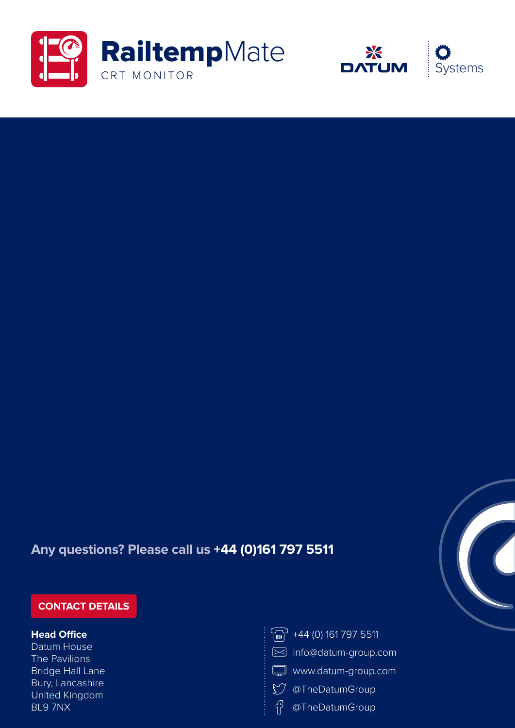**RailtempMate**
CRT MONITOR

DATUM | Systems

Any questions? Please call us **+44 (0)161 797 5511**

## CONTACT DETAILS

**Head Office**
Datum House
The Pavilions
Bridge Hall Lane
Bury, Lancashire
United Kingdom
BL9 7NX

+44 (0) 161 797 5511
info@datum-group.com
www.datum-group.com
@TheDatumGroup
@TheDatumGroup